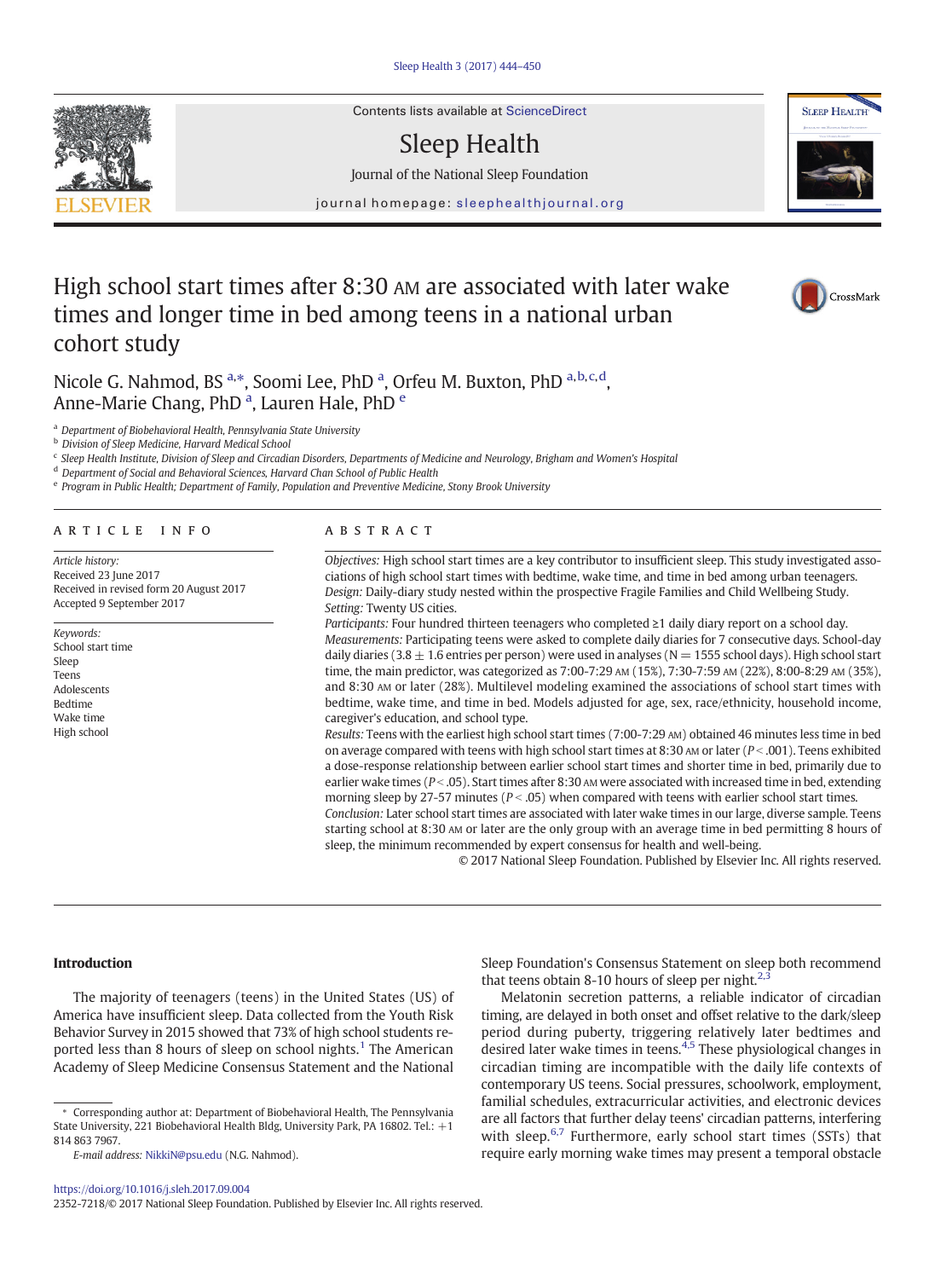Contents lists available at ScienceDirect

Sleep Health

Journal of the National Sleep Foundation

journal homepage: sleephealthjournal.org

# High school start times after 8:30 AM are associated with later wake times and longer time in bed among teens in a national urban cohort study

Nicole G. Nahmod, BS [a,*], Soomi Lee, PhD [a], Orfeu M. Buxton, PhD [a,b,c,d], Anne-Marie Chang, PhD [a], Lauren Hale, PhD [e]

[a] Department of Biobehavioral Health, Pennsylvania State University
[b] Division of Sleep Medicine, Harvard Medical School
[c] Sleep Health Institute, Division of Sleep and Circadian Disorders, Departments of Medicine and Neurology, Brigham and Women's Hospital
[d] Department of Social and Behavioral Sciences, Harvard Chan School of Public Health
[e] Program in Public Health; Department of Family, Population and Preventive Medicine, Stony Brook University

## ARTICLE INFO

*Article history:*
Received 23 June 2017
Received in revised form 20 August 2017
Accepted 9 September 2017

*Keywords:*
School start time
Sleep
Teens
Adolescents
Bedtime
Wake time
High school

## ABSTRACT

*Objectives:* High school start times are a key contributor to insufficient sleep. This study investigated associations of high school start times with bedtime, wake time, and time in bed among urban teenagers.
*Design:* Daily-diary study nested within the prospective Fragile Families and Child Wellbeing Study.
*Setting:* Twenty US cities.
*Participants:* Four hundred thirteen teenagers who completed ≥1 daily diary report on a school day.
*Measurements:* Participating teens were asked to complete daily diaries for 7 consecutive days. School-day daily diaries ($3.8 \pm 1.6$ entries per person) were used in analyses (N = 1555 school days). High school start time, the main predictor, was categorized as 7:00-7:29 AM (15%), 7:30-7:59 AM (22%), 8:00-8:29 AM (35%), and 8:30 AM or later (28%). Multilevel modeling examined the associations of school start times with bedtime, wake time, and time in bed. Models adjusted for age, sex, race/ethnicity, household income, caregiver's education, and school type.
*Results:* Teens with the earliest high school start times (7:00-7:29 AM) obtained 46 minutes less time in bed on average compared with teens with high school start times at 8:30 AM or later ($P < .001$). Teens exhibited a dose-response relationship between earlier school start times and shorter time in bed, primarily due to earlier wake times ($P < .05$). Start times after 8:30 AM were associated with increased time in bed, extending morning sleep by 27-57 minutes ($P < .05$) when compared with teens with earlier school start times.
*Conclusion:* Later school start times are associated with later wake times in our large, diverse sample. Teens starting school at 8:30 AM or later are the only group with an average time in bed permitting 8 hours of sleep, the minimum recommended by expert consensus for health and well-being.

© 2017 National Sleep Foundation. Published by Elsevier Inc. All rights reserved.

## Introduction

The majority of teenagers (teens) in the United States (US) of America have insufficient sleep. Data collected from the Youth Risk Behavior Survey in 2015 showed that 73% of high school students reported less than 8 hours of sleep on school nights.[1] The American Academy of Sleep Medicine Consensus Statement and the National Sleep Foundation's Consensus Statement on sleep both recommend that teens obtain 8-10 hours of sleep per night.[2,3]

Melatonin secretion patterns, a reliable indicator of circadian timing, are delayed in both onset and offset relative to the dark/sleep period during puberty, triggering relatively later bedtimes and desired later wake times in teens.[4,5] These physiological changes in circadian timing are incompatible with the daily life contexts of contemporary US teens. Social pressures, schoolwork, employment, familial schedules, extracurricular activities, and electronic devices are all factors that further delay teens' circadian patterns, interfering with sleep.[6,7] Furthermore, early school start times (SSTs) that require early morning wake times may present a temporal obstacle

* Corresponding author at: Department of Biobehavioral Health, The Pennsylvania State University, 221 Biobehavioral Health Bldg, University Park, PA 16802. Tel.: +1 814 863 7967.
*E-mail address:* NikkiN@psu.edu (N.G. Nahmod).

https://doi.org/10.1016/j.sleh.2017.09.004
2352-7218/© 2017 National Sleep Foundation. Published by Elsevier Inc. All rights reserved.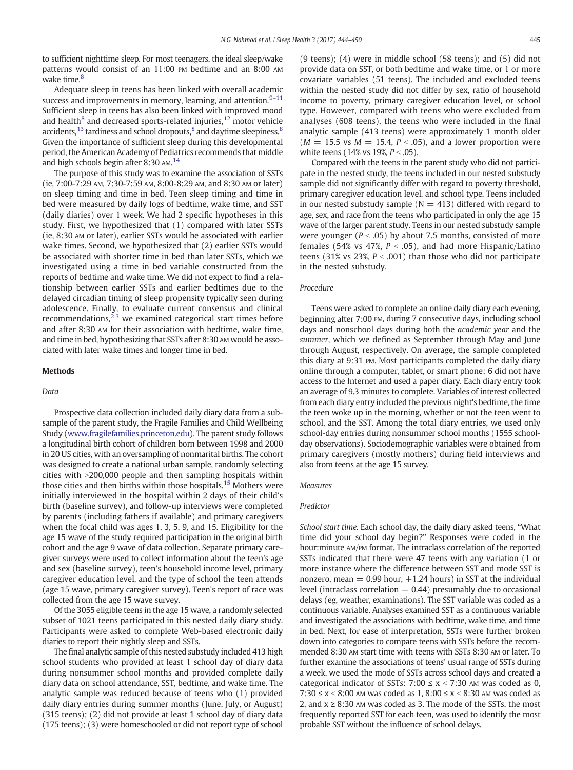to sufficient nighttime sleep. For most teenagers, the ideal sleep/wake patterns would consist of an 11:00 PM bedtime and an 8:00 AM wake time.[8]

Adequate sleep in teens has been linked with overall academic success and improvements in memory, learning, and attention.[9–11] Sufficient sleep in teens has also been linked with improved mood and health[8] and decreased sports-related injuries,[12] motor vehicle accidents,[13] tardiness and school dropouts,[8] and daytime sleepiness.[8] Given the importance of sufficient sleep during this developmental period, the American Academy of Pediatrics recommends that middle and high schools begin after 8:30 AM.[14]

The purpose of this study was to examine the association of SSTs (ie, 7:00-7:29 AM, 7:30-7:59 AM, 8:00-8:29 AM, and 8:30 AM or later) on sleep timing and time in bed. Teen sleep timing and time in bed were measured by daily logs of bedtime, wake time, and SST (daily diaries) over 1 week. We had 2 specific hypotheses in this study. First, we hypothesized that (1) compared with later SSTs (ie, 8:30 AM or later), earlier SSTs would be associated with earlier wake times. Second, we hypothesized that (2) earlier SSTs would be associated with shorter time in bed than later SSTs, which we investigated using a time in bed variable constructed from the reports of bedtime and wake time. We did not expect to find a relationship between earlier SSTs and earlier bedtimes due to the delayed circadian timing of sleep propensity typically seen during adolescence. Finally, to evaluate current consensus and clinical recommendations,[2,3] we examined categorical start times before and after 8:30 AM for their association with bedtime, wake time, and time in bed, hypothesizing that SSTs after 8:30 AM would be associated with later wake times and longer time in bed.

## Methods

### Data

Prospective data collection included daily diary data from a subsample of the parent study, the Fragile Families and Child Wellbeing Study (www.fragilefamilies.princeton.edu). The parent study follows a longitudinal birth cohort of children born between 1998 and 2000 in 20 US cities, with an oversampling of nonmarital births. The cohort was designed to create a national urban sample, randomly selecting cities with >200,000 people and then sampling hospitals within those cities and then births within those hospitals.[15] Mothers were initially interviewed in the hospital within 2 days of their child's birth (baseline survey), and follow-up interviews were completed by parents (including fathers if available) and primary caregivers when the focal child was ages 1, 3, 5, 9, and 15. Eligibility for the age 15 wave of the study required participation in the original birth cohort and the age 9 wave of data collection. Separate primary caregiver surveys were used to collect information about the teen's age and sex (baseline survey), teen's household income level, primary caregiver education level, and the type of school the teen attends (age 15 wave, primary caregiver survey). Teen's report of race was collected from the age 15 wave survey.

Of the 3055 eligible teens in the age 15 wave, a randomly selected subset of 1021 teens participated in this nested daily diary study. Participants were asked to complete Web-based electronic daily diaries to report their nightly sleep and SSTs.

The final analytic sample of this nested substudy included 413 high school students who provided at least 1 school day of diary data during nonsummer school months and provided complete daily diary data on school attendance, SST, bedtime, and wake time. The analytic sample was reduced because of teens who (1) provided daily diary entries during summer months (June, July, or August) (315 teens); (2) did not provide at least 1 school day of diary data (175 teens); (3) were homeschooled or did not report type of school (9 teens); (4) were in middle school (58 teens); and (5) did not provide data on SST, or both bedtime and wake time, or 1 or more covariate variables (51 teens). The included and excluded teens within the nested study did not differ by sex, ratio of household income to poverty, primary caregiver education level, or school type. However, compared with teens who were excluded from analyses (608 teens), the teens who were included in the final analytic sample (413 teens) were approximately 1 month older ($M$ = 15.5 vs $M$ = 15.4, $P < .05$), and a lower proportion were white teens (14% vs 19%, $P < .05$).

Compared with the teens in the parent study who did not participate in the nested study, the teens included in our nested substudy sample did not significantly differ with regard to poverty threshold, primary caregiver education level, and school type. Teens included in our nested substudy sample (N = 413) differed with regard to age, sex, and race from the teens who participated in only the age 15 wave of the larger parent study. Teens in our nested substudy sample were younger ($P < .05$) by about 7.5 months, consisted of more females (54% vs 47%, $P < .05$), and had more Hispanic/Latino teens (31% vs 23%, $P < .001$) than those who did not participate in the nested substudy.

### Procedure

Teens were asked to complete an online daily diary each evening, beginning after 7:00 PM, during 7 consecutive days, including school days and nonschool days during both the *academic year* and the *summer*, which we defined as September through May and June through August, respectively. On average, the sample completed this diary at 9:31 PM. Most participants completed the daily diary online through a computer, tablet, or smart phone; 6 did not have access to the Internet and used a paper diary. Each diary entry took an average of 9.3 minutes to complete. Variables of interest collected from each diary entry included the previous night's bedtime, the time the teen woke up in the morning, whether or not the teen went to school, and the SST. Among the total diary entries, we used only school-day entries during nonsummer school months (1555 school-day observations). Sociodemographic variables were obtained from primary caregivers (mostly mothers) during field interviews and also from teens at the age 15 survey.

### Measures

#### Predictor

*School start time.* Each school day, the daily diary asked teens, "What time did your school day begin?" Responses were coded in the hour:minute AM/PM format. The intraclass correlation of the reported SSTs indicated that there were 47 teens with any variation (1 or more instance where the difference between SST and mode SST is nonzero, mean = 0.99 hour, ±1.24 hours) in SST at the individual level (intraclass correlation = 0.44) presumably due to occasional delays (eg, weather, examinations). The SST variable was coded as a continuous variable. Analyses examined SST as a continuous variable and investigated the associations with bedtime, wake time, and time in bed. Next, for ease of interpretation, SSTs were further broken down into categories to compare teens with SSTs before the recommended 8:30 AM start time with teens with SSTs 8:30 AM or later. To further examine the associations of teens' usual range of SSTs during a week, we used the mode of SSTs across school days and created a categorical indicator of SSTs: 7:00 ≤ x < 7:30 AM was coded as 0, 7:30 ≤ x < 8:00 AM was coded as 1, 8:00 ≤ x < 8:30 AM was coded as 2, and x ≥ 8:30 AM was coded as 3. The mode of the SSTs, the most frequently reported SST for each teen, was used to identify the most probable SST without the influence of school delays.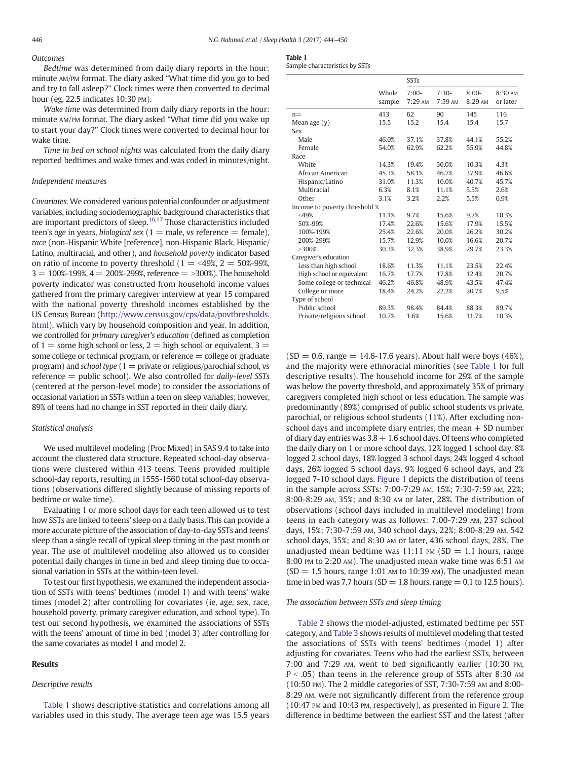#### Outcomes

*Bedtime* was determined from daily diary reports in the hour: minute AM/PM format. The diary asked "What time did you go to bed and try to fall asleep?" Clock times were then converted to decimal hour (eg, 22.5 indicates 10:30 PM).

*Wake time* was determined from daily diary reports in the hour: minute AM/PM format. The diary asked "What time did you wake up to start your day?" Clock times were converted to decimal hour for wake time.

*Time in bed on school nights* was calculated from the daily diary reported bedtimes and wake times and was coded in minutes/night.

#### Independent measures

*Covariates.* We considered various potential confounder or adjustment variables, including sociodemographic background characteristics that are important predictors of sleep.[16,17] Those characteristics included teen's *age* in years, *biological sex* (1 = male, vs reference = female), *race* (non-Hispanic White [reference], non-Hispanic Black, Hispanic/Latino, multiracial, and other), and *household poverty* indicator based on ratio of income to poverty threshold (1 = <49%, 2 = 50%-99%, 3 = 100%-199%, 4 = 200%-299%, reference = >300%). The household poverty indicator was constructed from household income values gathered from the primary caregiver interview at year 15 compared with the national poverty threshold incomes established by the US Census Bureau (http://www.census.gov/cps/data/povthresholds.html), which vary by household composition and year. In addition, we controlled for *primary caregiver's education* (defined as completion of 1 = some high school or less, 2 = high school or equivalent, 3 = some college or technical program, or reference = college or graduate program) and *school type* (1 = private or religious/parochial school, vs reference = public school). We also controlled for *daily-level SSTs* (centered at the person-level mode) to consider the associations of occasional variation in SSTs within a teen on sleep variables; however, 89% of teens had no change in SST reported in their daily diary.

#### Statistical analysis

We used multilevel modeling (Proc Mixed) in SAS 9.4 to take into account the clustered data structure. Repeated school-day observations were clustered within 413 teens. Teens provided multiple school-day reports, resulting in 1555-1560 total school-day observations (observations differed slightly because of missing reports of bedtime or wake time).

Evaluating 1 or more school days for each teen allowed us to test how SSTs are linked to teens' sleep on a daily basis. This can provide a more accurate picture of the association of day-to-day SSTs and teens' sleep than a single recall of typical sleep timing in the past month or year. The use of multilevel modeling also allowed us to consider potential daily changes in time in bed and sleep timing due to occasional variation in SSTs at the within-teen level.

To test our first hypothesis, we examined the independent association of SSTs with teens' bedtimes (model 1) and with teens' wake times (model 2) after controlling for covariates (ie, age, sex, race, household poverty, primary caregiver education, and school type). To test our second hypothesis, we examined the associations of SSTs with the teens' amount of time in bed (model 3) after controlling for the same covariates as model 1 and model 2.

### Results

#### Descriptive results

Table 1 shows descriptive statistics and correlations among all variables used in this study. The average teen age was 15.5 years (SD = 0.6, range = 14.6-17.6 years). About half were boys (46%), and the majority were ethnoracial minorities (see Table 1 for full descriptive results). The household income for 29% of the sample was below the poverty threshold, and approximately 35% of primary caregivers completed high school or less education. The sample was predominantly (89%) comprised of public school students vs private, parochial, or religious school students (11%). After excluding non-school days and incomplete diary entries, the mean ± SD number of diary day entries was 3.8 ± 1.6 school days. Of teens who completed the daily diary on 1 or more school days, 12% logged 1 school day, 8% logged 2 school days, 18% logged 3 school days, 24% logged 4 school days, 26% logged 5 school days, 9% logged 6 school days, and 2% logged 7-10 school days. Figure 1 depicts the distribution of teens in the sample across SSTs: 7:00-7:29 AM, 15%; 7:30-7:59 AM, 22%; 8:00-8:29 AM, 35%; and 8:30 AM or later, 28%. The distribution of observations (school days included in multilevel modeling) from teens in each category was as follows: 7:00-7:29 AM, 237 school days, 15%; 7:30-7:59 AM, 340 school days, 22%; 8:00-8:29 AM, 542 school days, 35%; and 8:30 AM or later, 436 school days, 28%. The unadjusted mean bedtime was 11:11 PM (SD = 1.1 hours, range 8:00 PM to 2:20 AM). The unadjusted mean wake time was 6:51 AM (SD = 1.5 hours, range 1:01 AM to 10:39 AM). The unadjusted mean time in bed was 7.7 hours (SD = 1.8 hours, range = 0.1 to 12.5 hours).

#### The association between SSTs and sleep timing

Table 2 shows the model-adjusted, estimated bedtime per SST category, and Table 3 shows results of multilevel modeling that tested the associations of SSTs with teens' bedtimes (model 1) after adjusting for covariates. Teens who had the earliest SSTs, between 7:00 and 7:29 AM, went to bed significantly earlier (10:30 PM, $P < .05$) than teens in the reference group of SSTs after 8:30 AM (10:50 PM). The 2 middle categories of SST, 7:30-7:59 AM and 8:00-8:29 AM, were not significantly different from the reference group (10:47 PM and 10:43 PM, respectively), as presented in Figure 2. The difference in bedtime between the earliest SST and the latest (after

**Table 1**
Sample characteristics by SSTs

| | Whole sample | SSTs 7:00-7:29 AM | 7:30-7:59 AM | 8:00-8:29 AM | 8:30 AM or later |
|---|---|---|---|---|---|
| n= | 413 | 62 | 90 | 145 | 116 |
| Mean age (y) | 15.5 | 15.2 | 15.4 | 15.4 | 15.7 |
| Sex | | | | | |
| Male | 46.0% | 37.1% | 37.8% | 44.1% | 55.2% |
| Female | 54.0% | 62.9% | 62.2% | 55.9% | 44.8% |
| Race | | | | | |
| White | 14.3% | 19.4% | 30.0% | 10.3% | 4.3% |
| African American | 45.3% | 58.1% | 46.7% | 37.9% | 46.6% |
| Hispanic/Latino | 31.0% | 11.3% | 10.0% | 40.7% | 45.7% |
| Multiracial | 6.3% | 8.1% | 11.1% | 5.5% | 2.6% |
| Other | 3.1% | 3.2% | 2.2% | 5.5% | 0.9% |
| Income to poverty threshold % | | | | | |
| <49% | 11.1% | 9.7% | 15.6% | 9.7% | 10.3% |
| 50%-99% | 17.4% | 22.6% | 15.6% | 17.9% | 15.5% |
| 100%-199% | 25.4% | 22.6% | 20.0% | 26.2% | 30.2% |
| 200%-299% | 15.7% | 12.9% | 10.0% | 16.6% | 20.7% |
| >300% | 30.3% | 32.3% | 38.9% | 29.7% | 23.3% |
| Caregiver's education | | | | | |
| Less than high school | 18.6% | 11.3% | 11.1% | 23.5% | 22.4% |
| High school or equivalent | 16.7% | 17.7% | 17.8% | 12.4% | 20.7% |
| Some college or technical | 46.2% | 46.8% | 48.9% | 43.5% | 47.4% |
| College or more | 18.4% | 24.2% | 22.2% | 20.7% | 9.5% |
| Type of school | | | | | |
| Public school | 89.3% | 98.4% | 84.4% | 88.3% | 89.7% |
| Private/religious school | 10.7% | 1.6% | 15.6% | 11.7% | 10.3% |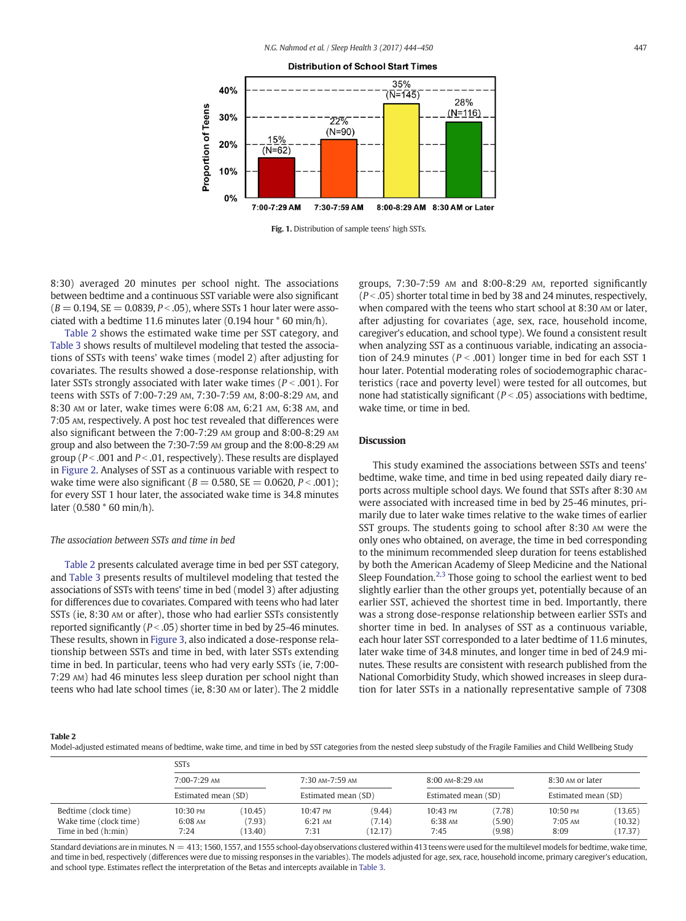Fig. 1. Distribution of sample teens' high SSTs.

8:30) averaged 20 minutes per school night. The associations between bedtime and a continuous SST variable were also significant ($B = 0.194$, SE = 0.0839, $P < .05$), where SSTs 1 hour later were associated with a bedtime 11.6 minutes later (0.194 hour * 60 min/h).

Table 2 shows the estimated wake time per SST category, and Table 3 shows results of multilevel modeling that tested the associations of SSTs with teens' wake times (model 2) after adjusting for covariates. The results showed a dose-response relationship, with later SSTs strongly associated with later wake times ($P < .001$). For teens with SSTs of 7:00-7:29 AM, 7:30-7:59 AM, 8:00-8:29 AM, and 8:30 AM or later, wake times were 6:08 AM, 6:21 AM, 6:38 AM, and 7:05 AM, respectively. A post hoc test revealed that differences were also significant between the 7:00-7:29 AM group and 8:00-8:29 AM group and also between the 7:30-7:59 AM group and the 8:00-8:29 AM group ($P < .001$ and $P < .01$, respectively). These results are displayed in Figure 2. Analyses of SST as a continuous variable with respect to wake time were also significant ($B = 0.580$, SE = 0.0620, $P < .001$); for every SST 1 hour later, the associated wake time is 34.8 minutes later (0.580 * 60 min/h).

### The association between SSTs and time in bed

Table 2 presents calculated average time in bed per SST category, and Table 3 presents results of multilevel modeling that tested the associations of SSTs with teens' time in bed (model 3) after adjusting for differences due to covariates. Compared with teens who had later SSTs (ie, 8:30 AM or after), those who had earlier SSTs consistently reported significantly ($P < .05$) shorter time in bed by 25-46 minutes. These results, shown in Figure 3, also indicated a dose-response relationship between SSTs and time in bed, with later SSTs extending time in bed. In particular, teens who had very early SSTs (ie, 7:00-7:29 AM) had 46 minutes less sleep duration per school night than teens who had late school times (ie, 8:30 AM or later). The 2 middle groups, 7:30-7:59 AM and 8:00-8:29 AM, reported significantly ($P < .05$) shorter total time in bed by 38 and 24 minutes, respectively, when compared with the teens who start school at 8:30 AM or later, after adjusting for covariates (age, sex, race, household income, caregiver's education, and school type). We found a consistent result when analyzing SST as a continuous variable, indicating an association of 24.9 minutes ($P < .001$) longer time in bed for each SST 1 hour later. Potential moderating roles of sociodemographic characteristics (race and poverty level) were tested for all outcomes, but none had statistically significant ($P < .05$) associations with bedtime, wake time, or time in bed.

## Discussion

This study examined the associations between SSTs and teens' bedtime, wake time, and time in bed using repeated daily diary reports across multiple school days. We found that SSTs after 8:30 AM were associated with increased time in bed by 25-46 minutes, primarily due to later wake times relative to the wake times of earlier SST groups. The students going to school after 8:30 AM were the only ones who obtained, on average, the time in bed corresponding to the minimum recommended sleep duration for teens established by both the American Academy of Sleep Medicine and the National Sleep Foundation.[2,3] Those going to school the earliest went to bed slightly earlier than the other groups yet, potentially because of an earlier SST, achieved the shortest time in bed. Importantly, there was a strong dose-response relationship between earlier SSTs and shorter time in bed. In analyses of SST as a continuous variable, each hour later SST corresponded to a later bedtime of 11.6 minutes, later wake time of 34.8 minutes, and longer time in bed of 24.9 minutes. These results are consistent with research published from the National Comorbidity Study, which showed increases in sleep duration for later SSTs in a nationally representative sample of 7308

**Table 2**
Model-adjusted estimated means of bedtime, wake time, and time in bed by SST categories from the nested sleep substudy of the Fragile Families and Child Wellbeing Study

| | SSTs | | | | | | | |
|---|---|---|---|---|---|---|---|---|
| | 7:00-7:29 AM | | 7:30 AM-7:59 AM | | 8:00 AM-8:29 AM | | 8:30 AM or later | |
| | Estimated mean (SD) | | Estimated mean (SD) | | Estimated mean (SD) | | Estimated mean (SD) | |
| Bedtime (clock time) | 10:30 PM | (10.45) | 10:47 PM | (9.44) | 10:43 PM | (7.78) | 10:50 PM | (13.65) |
| Wake time (clock time) | 6:08 AM | (7.93) | 6:21 AM | (7.14) | 6:38 AM | (5.90) | 7:05 AM | (10.32) |
| Time in bed (h:min) | 7:24 | (13.40) | 7:31 | (12.17) | 7:45 | (9.98) | 8:09 | (17.37) |

Standard deviations are in minutes. N = 413; 1560, 1557, and 1555 school-day observations clustered within 413 teens were used for the multilevel models for bedtime, wake time, and time in bed, respectively (differences were due to missing responses in the variables). The models adjusted for age, sex, race, household income, primary caregiver's education, and school type. Estimates reflect the interpretation of the Betas and intercepts available in Table 3.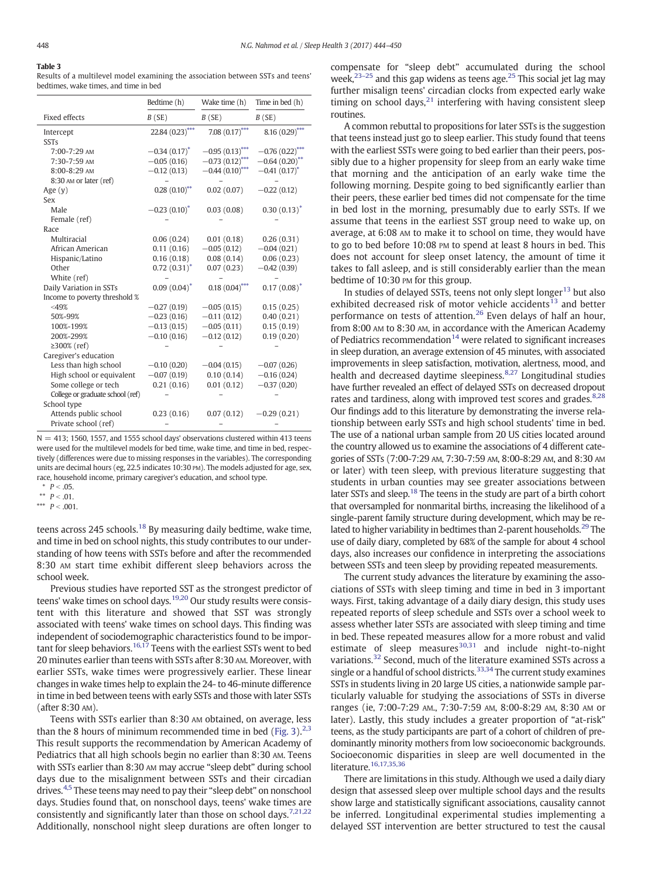**Table 3**
Results of a multilevel model examining the association between SSTs and teens' bedtimes, wake times, and time in bed

| Fixed effects | Bedtime (h) B (SE) | Wake time (h) B (SE) | Time in bed (h) B (SE) |
|---|---|---|---|
| Intercept | 22.84 (0.23)*** | 7.08 (0.17)*** | 8.16 (0.29)*** |
| SSTs | | | |
| 7:00-7:29 AM | −0.34 (0.17)* | −0.95 (0.13)*** | −0.76 (0.22)*** |
| 7:30-7:59 AM | −0.05 (0.16) | −0.73 (0.12)*** | −0.64 (0.20)** |
| 8:00-8:29 AM | −0.12 (0.13) | −0.44 (0.10)*** | −0.41 (0.17)* |
| 8:30 AM or later (ref) | – | – | – |
| Age (y) | 0.28 (0.10)** | 0.02 (0.07) | −0.22 (0.12) |
| Sex | | | |
| Male | −0.23 (0.10)* | 0.03 (0.08) | 0.30 (0.13)* |
| Female (ref) | – | – | – |
| Race | | | |
| Multiracial | 0.06 (0.24) | 0.01 (0.18) | 0.26 (0.31) |
| African American | 0.11 (0.16) | −0.05 (0.12) | −0.04 (0.21) |
| Hispanic/Latino | 0.16 (0.18) | 0.08 (0.14) | 0.06 (0.23) |
| Other | 0.72 (0.31)* | 0.07 (0.23) | −0.42 (0.39) |
| White (ref) | – | – | – |
| Daily Variation in SSTs | 0.09 (0.04)* | 0.18 (0.04)*** | 0.17 (0.08)* |
| Income to poverty threshold % | | | |
| <49% | −0.27 (0.19) | −0.05 (0.15) | 0.15 (0.25) |
| 50%-99% | −0.23 (0.16) | −0.11 (0.12) | 0.40 (0.21) |
| 100%-199% | −0.13 (0.15) | −0.05 (0.11) | 0.15 (0.19) |
| 200%-299% | −0.10 (0.16) | −0.12 (0.12) | 0.19 (0.20) |
| ≥300% (ref) | – | – | – |
| Caregiver's education | | | |
| Less than high school | −0.10 (0.20) | −0.04 (0.15) | −0.07 (0.26) |
| High school or equivalent | −0.07 (0.19) | 0.10 (0.14) | −0.16 (0.24) |
| Some college or tech | 0.21 (0.16) | 0.01 (0.12) | −0.37 (0.20) |
| College or graduate school (ref) | – | – | – |
| School type | | | |
| Attends public school | 0.23 (0.16) | 0.07 (0.12) | −0.29 (0.21) |
| Private school (ref) | – | – | – |

N = 413; 1560, 1557, and 1555 school days' observations clustered within 413 teens were used for the multilevel models for bed time, wake time, and time in bed, respectively (differences were due to missing responses in the variables). The corresponding units are decimal hours (eg, 22.5 indicates 10:30 PM). The models adjusted for age, sex, race, household income, primary caregiver's education, and school type.

\* $P < .05$.

\*\* $P < .01$.

\*\*\* $P < .001$.

teens across 245 schools.[18] By measuring daily bedtime, wake time, and time in bed on school nights, this study contributes to our understanding of how teens with SSTs before and after the recommended 8:30 AM start time exhibit different sleep behaviors across the school week.

Previous studies have reported SST as the strongest predictor of teens' wake times on school days.[19,20] Our study results were consistent with this literature and showed that SST was strongly associated with teens' wake times on school days. This finding was independent of sociodemographic characteristics found to be important for sleep behaviors.[16,17] Teens with the earliest SSTs went to bed 20 minutes earlier than teens with SSTs after 8:30 AM. Moreover, with earlier SSTs, wake times were progressively earlier. These linear changes in wake times help to explain the 24- to 46-minute difference in time in bed between teens with early SSTs and those with later SSTs (after 8:30 AM).

Teens with SSTs earlier than 8:30 AM obtained, on average, less than the 8 hours of minimum recommended time in bed (Fig. 3).[2,3] This result supports the recommendation by American Academy of Pediatrics that all high schools begin no earlier than 8:30 AM. Teens with SSTs earlier than 8:30 AM may accrue "sleep debt" during school days due to the misalignment between SSTs and their circadian drives.[4,5] These teens may need to pay their "sleep debt" on nonschool days. Studies found that, on nonschool days, teens' wake times are consistently and significantly later than those on school days.[7,21,22] Additionally, nonschool night sleep durations are often longer to compensate for "sleep debt" accumulated during the school week,[23–25] and this gap widens as teens age.[25] This social jet lag may further misalign teens' circadian clocks from expected early wake timing on school days,[21] interfering with having consistent sleep routines.

A common rebuttal to propositions for later SSTs is the suggestion that teens instead just go to sleep earlier. This study found that teens with the earliest SSTs were going to bed earlier than their peers, possibly due to a higher propensity for sleep from an early wake time that morning and the anticipation of an early wake time the following morning. Despite going to bed significantly earlier than their peers, these earlier bed times did not compensate for the time in bed lost in the morning, presumably due to early SSTs. If we assume that teens in the earliest SST group need to wake up, on average, at 6:08 AM to make it to school on time, they would have to go to bed before 10:08 PM to spend at least 8 hours in bed. This does not account for sleep onset latency, the amount of time it takes to fall asleep, and is still considerably earlier than the mean bedtime of 10:30 PM for this group.

In studies of delayed SSTs, teens not only slept longer[13] but also exhibited decreased risk of motor vehicle accidents[13] and better performance on tests of attention.[26] Even delays of half an hour, from 8:00 AM to 8:30 AM, in accordance with the American Academy of Pediatrics recommendation[14] were related to significant increases in sleep duration, an average extension of 45 minutes, with associated improvements in sleep satisfaction, motivation, alertness, mood, and health and decreased daytime sleepiness.[8,27] Longitudinal studies have further revealed an effect of delayed SSTs on decreased dropout rates and tardiness, along with improved test scores and grades.[8,28] Our findings add to this literature by demonstrating the inverse relationship between early SSTs and high school students' time in bed. The use of a national urban sample from 20 US cities located around the country allowed us to examine the associations of 4 different categories of SSTs (7:00-7:29 AM, 7:30-7:59 AM, 8:00-8:29 AM, and 8:30 AM or later) with teen sleep, with previous literature suggesting that students in urban counties may see greater associations between later SSTs and sleep.[18] The teens in the study are part of a birth cohort that oversampled for nonmarital births, increasing the likelihood of a single-parent family structure during development, which may be related to higher variability in bedtimes than 2-parent households.[29] The use of daily diary, completed by 68% of the sample for about 4 school days, also increases our confidence in interpreting the associations between SSTs and teen sleep by providing repeated measurements.

The current study advances the literature by examining the associations of SSTs with sleep timing and time in bed in 3 important ways. First, taking advantage of a daily diary design, this study uses repeated reports of sleep schedule and SSTs over a school week to assess whether later SSTs are associated with sleep timing and time in bed. These repeated measures allow for a more robust and valid estimate of sleep measures[30,31] and include night-to-night variations.[32] Second, much of the literature examined SSTs across a single or a handful of school districts.[33,34] The current study examines SSTs in students living in 20 large US cities, a nationwide sample particularly valuable for studying the associations of SSTs in diverse ranges (ie, 7:00-7:29 AM., 7:30-7:59 AM, 8:00-8:29 AM, 8:30 AM or later). Lastly, this study includes a greater proportion of "at-risk" teens, as the study participants are part of a cohort of children of predominantly minority mothers from low socioeconomic backgrounds. Socioeconomic disparities in sleep are well documented in the literature.[16,17,35,36]

There are limitations in this study. Although we used a daily diary design that assessed sleep over multiple school days and the results show large and statistically significant associations, causality cannot be inferred. Longitudinal experimental studies implementing a delayed SST intervention are better structured to test the causal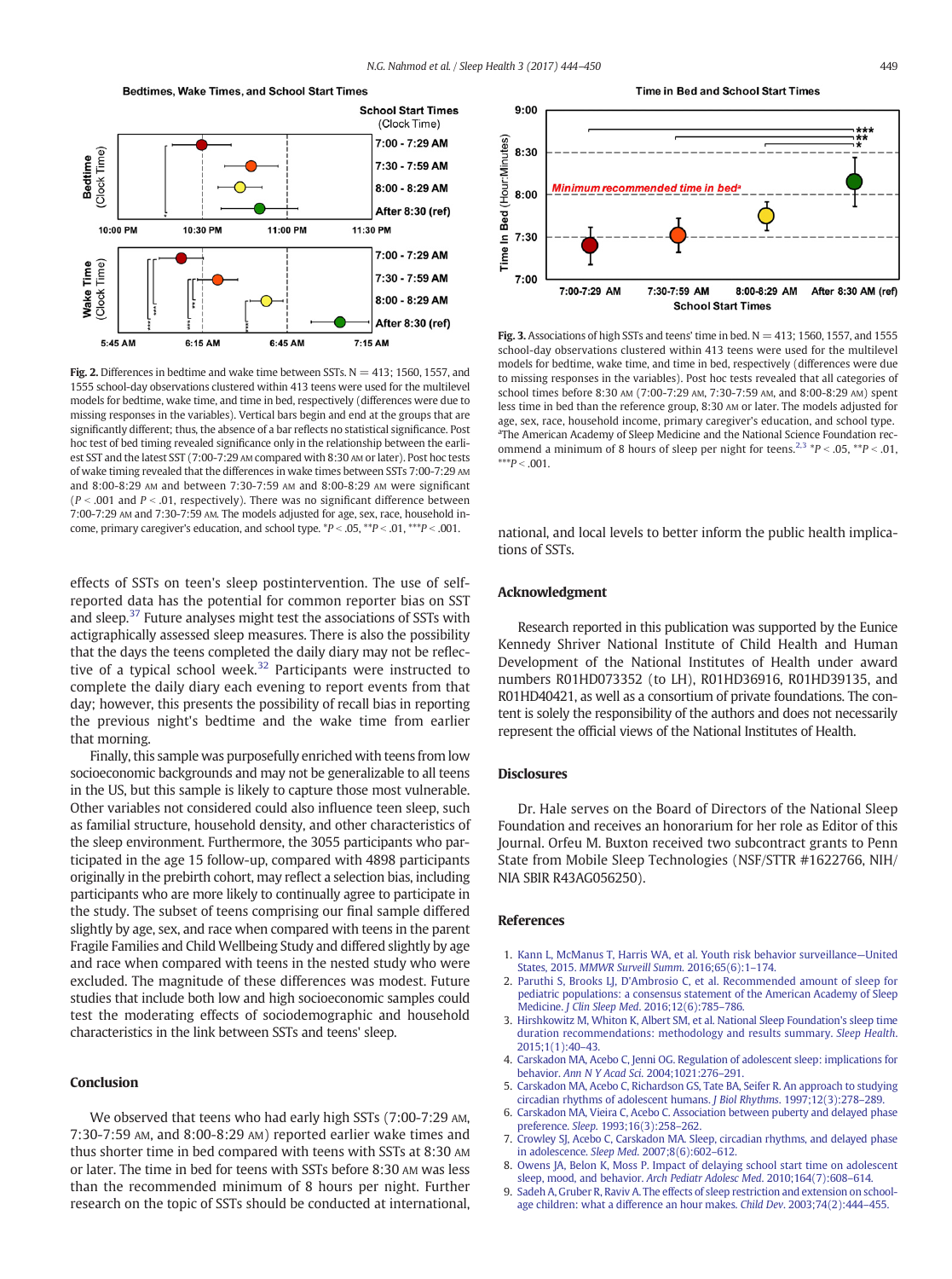**Fig. 2.** Differences in bedtime and wake time between SSTs. N = 413; 1560, 1557, and 1555 school-day observations clustered within 413 teens were used for the multilevel models for bedtime, wake time, and time in bed, respectively (differences were due to missing responses in the variables). Vertical bars begin and end at the groups that are significantly different; thus, the absence of a bar reflects no statistical significance. Post hoc test of bed timing revealed significance only in the relationship between the earliest SST and the latest SST (7:00-7:29 AM compared with 8:30 AM or later). Post hoc tests of wake timing revealed that the differences in wake times between SSTs 7:00-7:29 AM and 8:00-8:29 AM and between 7:30-7:59 AM and 8:00-8:29 AM were significant ($P < .001$ and $P < .01$, respectively). There was no significant difference between 7:00-7:29 AM and 7:30-7:59 AM. The models adjusted for age, sex, race, household income, primary caregiver's education, and school type. \*$P < .05$, \*\*$P < .01$, \*\*\*$P < .001$.

**Fig. 3.** Associations of high SSTs and teens' time in bed. N = 413; 1560, 1557, and 1555 school-day observations clustered within 413 teens were used for the multilevel models for bedtime, wake time, and time in bed, respectively (differences were due to missing responses in the variables). Post hoc tests revealed that all categories of school times before 8:30 AM (7:00-7:29 AM, 7:30-7:59 AM, and 8:00-8:29 AM) spent less time in bed than the reference group, 8:30 AM or later. The models adjusted for age, sex, race, household income, primary caregiver's education, and school type. [a]The American Academy of Sleep Medicine and the National Science Foundation recommend a minimum of 8 hours of sleep per night for teens.[2,3] \*$P < .05$, \*\*$P < .01$, \*\*\*$P < .001$.

effects of SSTs on teen's sleep postintervention. The use of self-reported data has the potential for common reporter bias on SST and sleep.[37] Future analyses might test the associations of SSTs with actigraphically assessed sleep measures. There is also the possibility that the days the teens completed the daily diary may not be reflective of a typical school week.[32] Participants were instructed to complete the daily diary each evening to report events from that day; however, this presents the possibility of recall bias in reporting the previous night's bedtime and the wake time from earlier that morning.

Finally, this sample was purposefully enriched with teens from low socioeconomic backgrounds and may not be generalizable to all teens in the US, but this sample is likely to capture those most vulnerable. Other variables not considered could also influence teen sleep, such as familial structure, household density, and other characteristics of the sleep environment. Furthermore, the 3055 participants who participated in the age 15 follow-up, compared with 4898 participants originally in the prebirth cohort, may reflect a selection bias, including participants who are more likely to continually agree to participate in the study. The subset of teens comprising our final sample differed slightly by age, sex, and race when compared with teens in the parent Fragile Families and Child Wellbeing Study and differed slightly by age and race when compared with teens in the nested study who were excluded. The magnitude of these differences was modest. Future studies that include both low and high socioeconomic samples could test the moderating effects of sociodemographic and household characteristics in the link between SSTs and teens' sleep.

## Conclusion

We observed that teens who had early high SSTs (7:00-7:29 AM, 7:30-7:59 AM, and 8:00-8:29 AM) reported earlier wake times and thus shorter time in bed compared with teens with SSTs at 8:30 AM or later. The time in bed for teens with SSTs before 8:30 AM was less than the recommended minimum of 8 hours per night. Further research on the topic of SSTs should be conducted at international, national, and local levels to better inform the public health implications of SSTs.

## Acknowledgment

Research reported in this publication was supported by the Eunice Kennedy Shriver National Institute of Child Health and Human Development of the National Institutes of Health under award numbers R01HD073352 (to LH), R01HD36916, R01HD39135, and R01HD40421, as well as a consortium of private foundations. The content is solely the responsibility of the authors and does not necessarily represent the official views of the National Institutes of Health.

## Disclosures

Dr. Hale serves on the Board of Directors of the National Sleep Foundation and receives an honorarium for her role as Editor of this Journal. Orfeu M. Buxton received two subcontract grants to Penn State from Mobile Sleep Technologies (NSF/STTR #1622766, NIH/NIA SBIR R43AG056250).

## References

1. Kann L, McManus T, Harris WA, et al. Youth risk behavior surveillance—United States, 2015. *MMWR Surveill Summ*. 2016;65(6):1–174.
2. Paruthi S, Brooks LJ, D'Ambrosio C, et al. Recommended amount of sleep for pediatric populations: a consensus statement of the American Academy of Sleep Medicine. *J Clin Sleep Med*. 2016;12(6):785–786.
3. Hirshkowitz M, Whiton K, Albert SM, et al. National Sleep Foundation's sleep time duration recommendations: methodology and results summary. *Sleep Health*. 2015;1(1):40–43.
4. Carskadon MA, Acebo C, Jenni OG. Regulation of adolescent sleep: implications for behavior. *Ann N Y Acad Sci*. 2004;1021:276–291.
5. Carskadon MA, Acebo C, Richardson GS, Tate BA, Seifer R. An approach to studying circadian rhythms of adolescent humans. *J Biol Rhythms*. 1997;12(3):278–289.
6. Carskadon MA, Vieira C, Acebo C. Association between puberty and delayed phase preference. *Sleep*. 1993;16(3):258–262.
7. Crowley SJ, Acebo C, Carskadon MA. Sleep, circadian rhythms, and delayed phase in adolescence. *Sleep Med*. 2007;8(6):602–612.
8. Owens JA, Belon K, Moss P. Impact of delaying school start time on adolescent sleep, mood, and behavior. *Arch Pediatr Adolesc Med*. 2010;164(7):608–614.
9. Sadeh A, Gruber R, Raviv A. The effects of sleep restriction and extension on school-age children: what a difference an hour makes. *Child Dev*. 2003;74(2):444–455.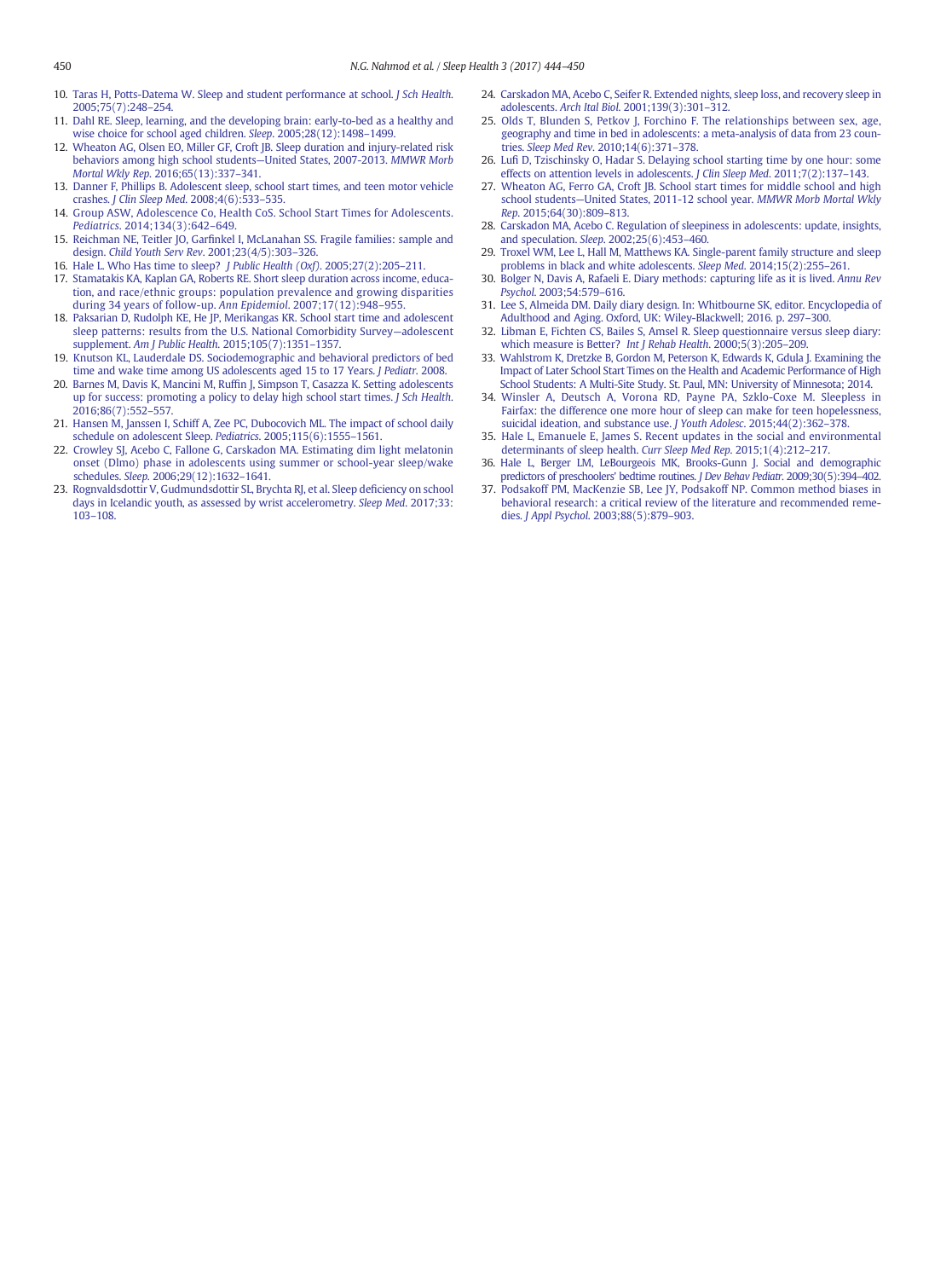10. Taras H, Potts-Datema W. Sleep and student performance at school. *J Sch Health*. 2005;75(7):248–254.
11. Dahl RE. Sleep, learning, and the developing brain: early-to-bed as a healthy and wise choice for school aged children. *Sleep*. 2005;28(12):1498–1499.
12. Wheaton AG, Olsen EO, Miller GF, Croft JB. Sleep duration and injury-related risk behaviors among high school students—United States, 2007-2013. *MMWR Morb Mortal Wkly Rep*. 2016;65(13):337–341.
13. Danner F, Phillips B. Adolescent sleep, school start times, and teen motor vehicle crashes. *J Clin Sleep Med*. 2008;4(6):533–535.
14. Group ASW, Adolescence Co, Health CoS. School Start Times for Adolescents. *Pediatrics*. 2014;134(3):642–649.
15. Reichman NE, Teitler JO, Garfinkel I, McLanahan SS. Fragile families: sample and design. *Child Youth Serv Rev*. 2001;23(4/5):303–326.
16. Hale L. Who Has time to sleep? *J Public Health (Oxf)*. 2005;27(2):205–211.
17. Stamatakis KA, Kaplan GA, Roberts RE. Short sleep duration across income, education, and race/ethnic groups: population prevalence and growing disparities during 34 years of follow-up. *Ann Epidemiol*. 2007;17(12):948–955.
18. Paksarian D, Rudolph KE, He JP, Merikangas KR. School start time and adolescent sleep patterns: results from the U.S. National Comorbidity Survey—adolescent supplement. *Am J Public Health*. 2015;105(7):1351–1357.
19. Knutson KL, Lauderdale DS. Sociodemographic and behavioral predictors of bed time and wake time among US adolescents aged 15 to 17 Years. *J Pediatr*. 2008.
20. Barnes M, Davis K, Mancini M, Ruffin J, Simpson T, Casazza K. Setting adolescents up for success: promoting a policy to delay high school start times. *J Sch Health*. 2016;86(7):552–557.
21. Hansen M, Janssen I, Schiff A, Zee PC, Dubocovich ML. The impact of school daily schedule on adolescent Sleep. *Pediatrics*. 2005;115(6):1555–1561.
22. Crowley SJ, Acebo C, Fallone G, Carskadon MA. Estimating dim light melatonin onset (Dlmo) phase in adolescents using summer or school-year sleep/wake schedules. *Sleep*. 2006;29(12):1632–1641.
23. Rognvaldsdottir V, Gudmundsdottir SL, Brychta RJ, et al. Sleep deficiency on school days in Icelandic youth, as assessed by wrist accelerometry. *Sleep Med*. 2017;33:103–108.
24. Carskadon MA, Acebo C, Seifer R. Extended nights, sleep loss, and recovery sleep in adolescents. *Arch Ital Biol*. 2001;139(3):301–312.
25. Olds T, Blunden S, Petkov J, Forchino F. The relationships between sex, age, geography and time in bed in adolescents: a meta-analysis of data from 23 countries. *Sleep Med Rev*. 2010;14(6):371–378.
26. Lufi D, Tzischinsky O, Hadar S. Delaying school starting time by one hour: some effects on attention levels in adolescents. *J Clin Sleep Med*. 2011;7(2):137–143.
27. Wheaton AG, Ferro GA, Croft JB. School start times for middle school and high school students—United States, 2011-12 school year. *MMWR Morb Mortal Wkly Rep*. 2015;64(30):809–813.
28. Carskadon MA, Acebo C. Regulation of sleepiness in adolescents: update, insights, and speculation. *Sleep*. 2002;25(6):453–460.
29. Troxel WM, Lee L, Hall M, Matthews KA. Single-parent family structure and sleep problems in black and white adolescents. *Sleep Med*. 2014;15(2):255–261.
30. Bolger N, Davis A, Rafaeli E. Diary methods: capturing life as it is lived. *Annu Rev Psychol*. 2003;54:579–616.
31. Lee S, Almeida DM. Daily diary design. In: Whitbourne SK, editor. Encyclopedia of Adulthood and Aging. Oxford, UK: Wiley-Blackwell; 2016. p. 297–300.
32. Libman E, Fichten CS, Bailes S, Amsel R. Sleep questionnaire versus sleep diary: which measure is Better? *Int J Rehab Health*. 2000;5(3):205–209.
33. Wahlstrom K, Dretzke B, Gordon M, Peterson K, Edwards K, Gdula J. Examining the Impact of Later School Start Times on the Health and Academic Performance of High School Students: A Multi-Site Study. St. Paul, MN: University of Minnesota; 2014.
34. Winsler A, Deutsch A, Vorona RD, Payne PA, Szklo-Coxe M. Sleepless in Fairfax: the difference one more hour of sleep can make for teen hopelessness, suicidal ideation, and substance use. *J Youth Adolesc*. 2015;44(2):362–378.
35. Hale L, Emanuele E, James S. Recent updates in the social and environmental determinants of sleep health. *Curr Sleep Med Rep*. 2015;1(4):212–217.
36. Hale L, Berger LM, LeBourgeois MK, Brooks-Gunn J. Social and demographic predictors of preschoolers' bedtime routines. *J Dev Behav Pediatr*. 2009;30(5):394–402.
37. Podsakoff PM, MacKenzie SB, Lee JY, Podsakoff NP. Common method biases in behavioral research: a critical review of the literature and recommended remedies. *J Appl Psychol*. 2003;88(5):879–903.